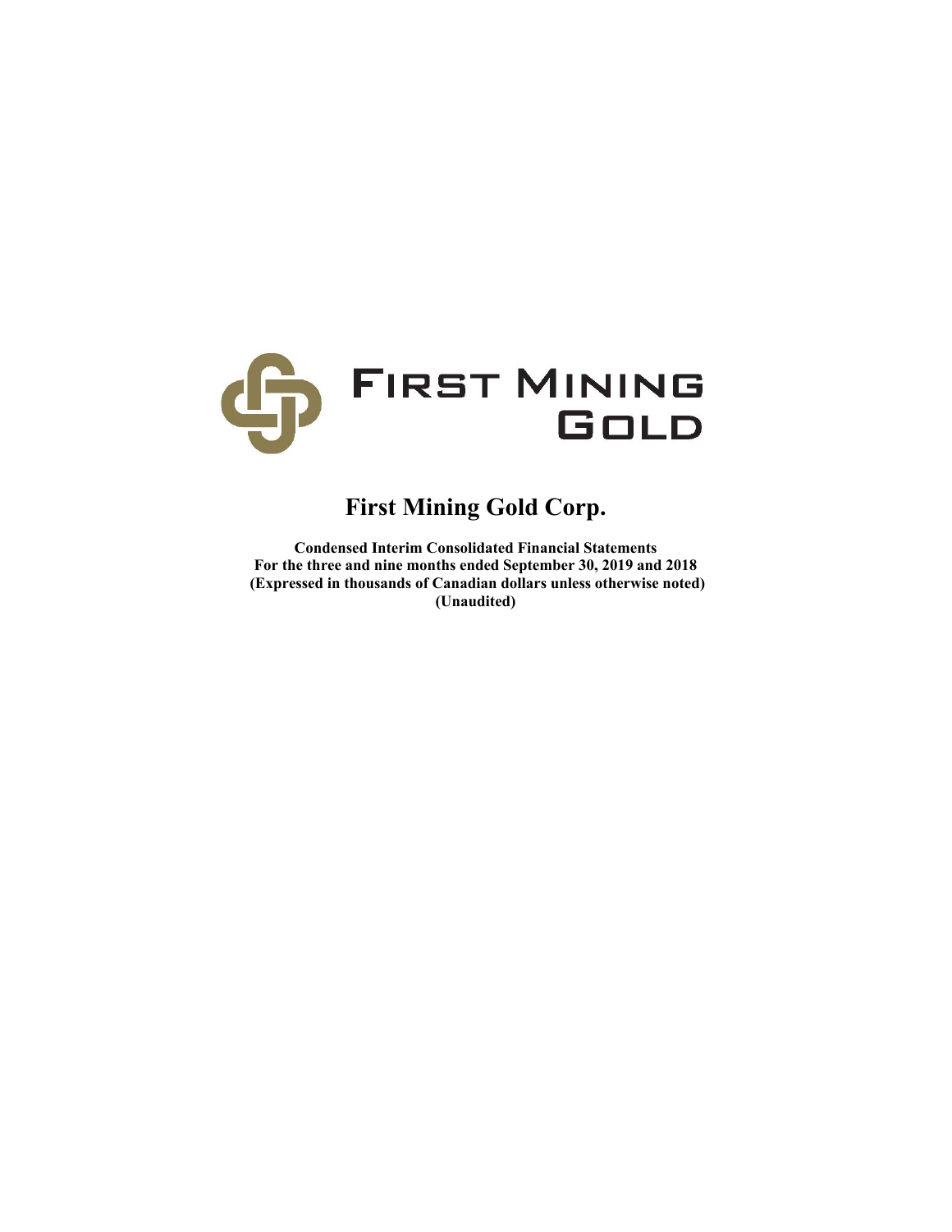FIRST MINING GOLD

# First Mining Gold Corp.

**Condensed Interim Consolidated Financial Statements**
**For the three and nine months ended September 30, 2019 and 2018**
**(Expressed in thousands of Canadian dollars unless otherwise noted)**
**(Unaudited)**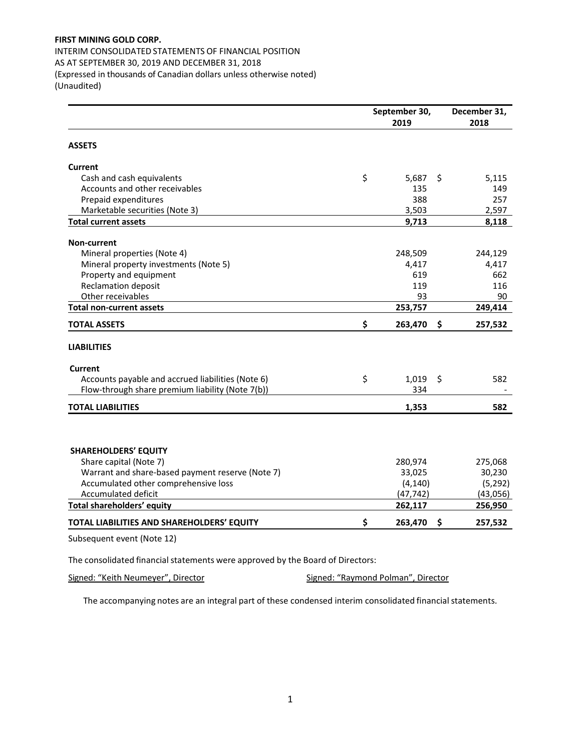**FIRST MINING GOLD CORP.**

INTERIM CONSOLIDATED STATEMENTS OF FINANCIAL POSITION
AS AT SEPTEMBER 30, 2019 AND DECEMBER 31, 2018
(Expressed in thousands of Canadian dollars unless otherwise noted)
(Unaudited)

| | September 30, 2019 | December 31, 2018 |
|---|---|---|
| **ASSETS** | | |
| **Current** | | |
| Cash and cash equivalents | $ 5,687 | $ 5,115 |
| Accounts and other receivables | 135 | 149 |
| Prepaid expenditures | 388 | 257 |
| Marketable securities (Note 3) | 3,503 | 2,597 |
| **Total current assets** | **9,713** | **8,118** |
| **Non-current** | | |
| Mineral properties (Note 4) | 248,509 | 244,129 |
| Mineral property investments (Note 5) | 4,417 | 4,417 |
| Property and equipment | 619 | 662 |
| Reclamation deposit | 119 | 116 |
| Other receivables | 93 | 90 |
| **Total non-current assets** | **253,757** | **249,414** |
| **TOTAL ASSETS** | **$ 263,470** | **$ 257,532** |
| **LIABILITIES** | | |
| **Current** | | |
| Accounts payable and accrued liabilities (Note 6) | $ 1,019 | $ 582 |
| Flow-through share premium liability (Note 7(b)) | 334 | - |
| **TOTAL LIABILITIES** | **1,353** | **582** |
| **SHAREHOLDERS' EQUITY** | | |
| Share capital (Note 7) | 280,974 | 275,068 |
| Warrant and share-based payment reserve (Note 7) | 33,025 | 30,230 |
| Accumulated other comprehensive loss | (4,140) | (5,292) |
| Accumulated deficit | (47,742) | (43,056) |
| **Total shareholders' equity** | **262,117** | **256,950** |
| **TOTAL LIABILITIES AND SHAREHOLDERS' EQUITY** | **$ 263,470** | **$ 257,532** |

Subsequent event (Note 12)

The consolidated financial statements were approved by the Board of Directors:

Signed: "Keith Neumeyer", Director

Signed: "Raymond Polman", Director

The accompanying notes are an integral part of these condensed interim consolidated financial statements.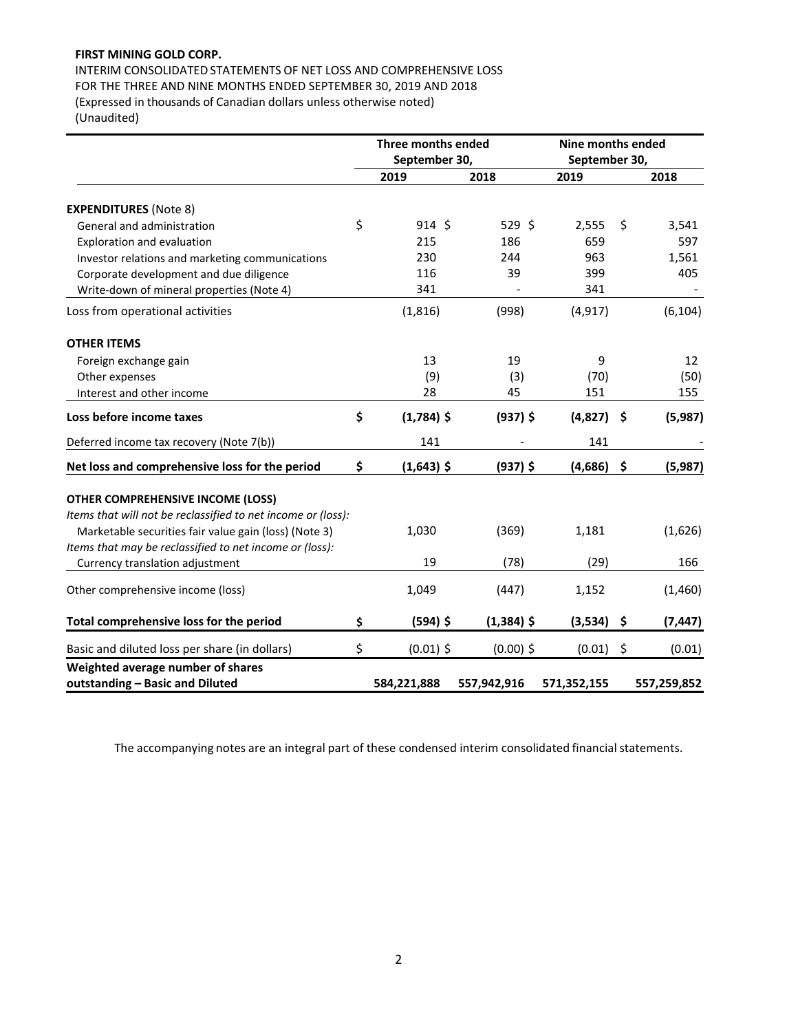**FIRST MINING GOLD CORP.**

INTERIM CONSOLIDATED STATEMENTS OF NET LOSS AND COMPREHENSIVE LOSS
FOR THE THREE AND NINE MONTHS ENDED SEPTEMBER 30, 2019 AND 2018
(Expressed in thousands of Canadian dollars unless otherwise noted)
(Unaudited)

| | Three months ended September 30, | | Nine months ended September 30, | |
|---|---|---|---|---|
| | 2019 | 2018 | 2019 | 2018 |
| **EXPENDITURES** (Note 8) | | | | |
| General and administration | $ 914 | $ 529 | $ 2,555 | $ 3,541 |
| Exploration and evaluation | 215 | 186 | 659 | 597 |
| Investor relations and marketing communications | 230 | 244 | 963 | 1,561 |
| Corporate development and due diligence | 116 | 39 | 399 | 405 |
| Write-down of mineral properties (Note 4) | 341 | - | 341 | - |
| Loss from operational activities | (1,816) | (998) | (4,917) | (6,104) |
| **OTHER ITEMS** | | | | |
| Foreign exchange gain | 13 | 19 | 9 | 12 |
| Other expenses | (9) | (3) | (70) | (50) |
| Interest and other income | 28 | 45 | 151 | 155 |
| **Loss before income taxes** | **$ (1,784)** | **$ (937)** | **$ (4,827)** | **$ (5,987)** |
| Deferred income tax recovery (Note 7(b)) | 141 | - | 141 | - |
| **Net loss and comprehensive loss for the period** | **$ (1,643)** | **$ (937)** | **$ (4,686)** | **$ (5,987)** |
| **OTHER COMPREHENSIVE INCOME (LOSS)** | | | | |
| *Items that will not be reclassified to net income or (loss):* | | | | |
| Marketable securities fair value gain (loss) (Note 3) | 1,030 | (369) | 1,181 | (1,626) |
| *Items that may be reclassified to net income or (loss):* | | | | |
| Currency translation adjustment | 19 | (78) | (29) | 166 |
| Other comprehensive income (loss) | 1,049 | (447) | 1,152 | (1,460) |
| **Total comprehensive loss for the period** | **$ (594)** | **$ (1,384)** | **$ (3,534)** | **$ (7,447)** |
| Basic and diluted loss per share (in dollars) | $ (0.01) | $ (0.00) | $ (0.01) | $ (0.01) |
| **Weighted average number of shares outstanding – Basic and Diluted** | **584,221,888** | **557,942,916** | **571,352,155** | **557,259,852** |

The accompanying notes are an integral part of these condensed interim consolidated financial statements.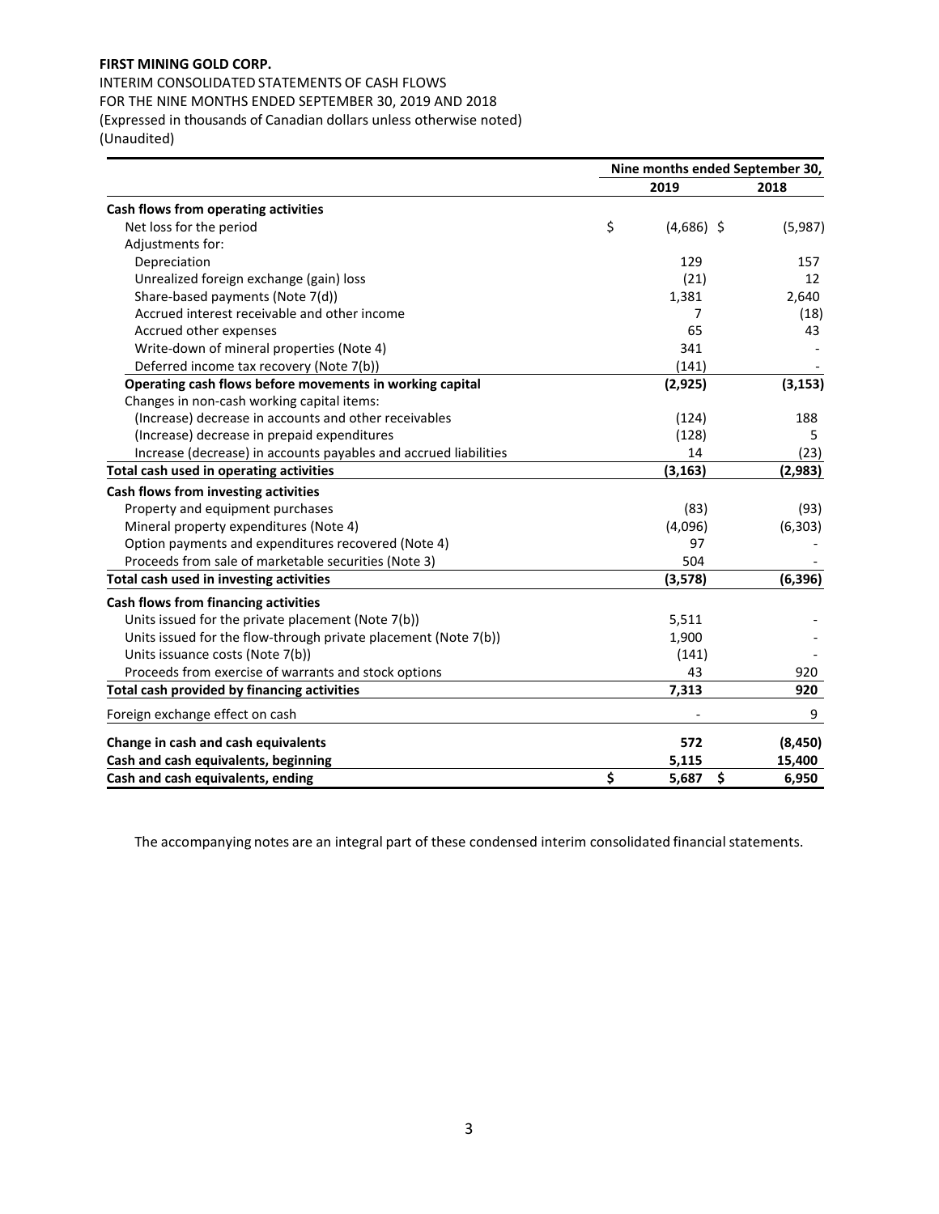**FIRST MINING GOLD CORP.**

INTERIM CONSOLIDATED STATEMENTS OF CASH FLOWS
FOR THE NINE MONTHS ENDED SEPTEMBER 30, 2019 AND 2018
(Expressed in thousands of Canadian dollars unless otherwise noted)
(Unaudited)

| | Nine months ended September 30, | |
|---|---|---|
| | **2019** | **2018** |
| **Cash flows from operating activities** | | |
| Net loss for the period | $ (4,686) | $ (5,987) |
| Adjustments for: | | |
| Depreciation | 129 | 157 |
| Unrealized foreign exchange (gain) loss | (21) | 12 |
| Share-based payments (Note 7(d)) | 1,381 | 2,640 |
| Accrued interest receivable and other income | 7 | (18) |
| Accrued other expenses | 65 | 43 |
| Write-down of mineral properties (Note 4) | 341 | - |
| Deferred income tax recovery (Note 7(b)) | (141) | - |
| **Operating cash flows before movements in working capital** | **(2,925)** | **(3,153)** |
| Changes in non-cash working capital items: | | |
| (Increase) decrease in accounts and other receivables | (124) | 188 |
| (Increase) decrease in prepaid expenditures | (128) | 5 |
| Increase (decrease) in accounts payables and accrued liabilities | 14 | (23) |
| **Total cash used in operating activities** | **(3,163)** | **(2,983)** |
| **Cash flows from investing activities** | | |
| Property and equipment purchases | (83) | (93) |
| Mineral property expenditures (Note 4) | (4,096) | (6,303) |
| Option payments and expenditures recovered (Note 4) | 97 | - |
| Proceeds from sale of marketable securities (Note 3) | 504 | - |
| **Total cash used in investing activities** | **(3,578)** | **(6,396)** |
| **Cash flows from financing activities** | | |
| Units issued for the private placement (Note 7(b)) | 5,511 | - |
| Units issued for the flow-through private placement (Note 7(b)) | 1,900 | - |
| Units issuance costs (Note 7(b)) | (141) | - |
| Proceeds from exercise of warrants and stock options | 43 | 920 |
| **Total cash provided by financing activities** | **7,313** | **920** |
| Foreign exchange effect on cash | - | 9 |
| **Change in cash and cash equivalents** | **572** | **(8,450)** |
| **Cash and cash equivalents, beginning** | **5,115** | **15,400** |
| **Cash and cash equivalents, ending** | **$ 5,687** | **$ 6,950** |

The accompanying notes are an integral part of these condensed interim consolidated financial statements.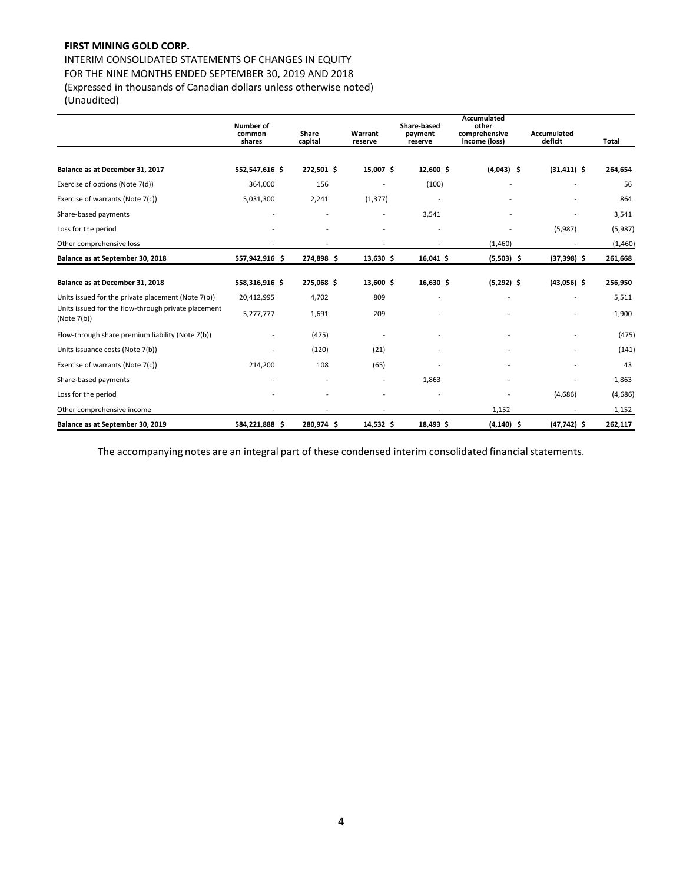**FIRST MINING GOLD CORP.**

INTERIM CONSOLIDATED STATEMENTS OF CHANGES IN EQUITY
FOR THE NINE MONTHS ENDED SEPTEMBER 30, 2019 AND 2018
(Expressed in thousands of Canadian dollars unless otherwise noted)
(Unaudited)

| | Number of common shares | Share capital | Warrant reserve | Share-based payment reserve | Accumulated other comprehensive income (loss) | Accumulated deficit | Total |
|---|---|---|---|---|---|---|---|
| **Balance as at December 31, 2017** | **552,547,616 $** | **272,501 $** | **15,007 $** | **12,600 $** | **(4,043) $** | **(31,411) $** | **264,654** |
| Exercise of options (Note 7(d)) | 364,000 | 156 | - | (100) | - | - | 56 |
| Exercise of warrants (Note 7(c)) | 5,031,300 | 2,241 | (1,377) | - | - | - | 864 |
| Share-based payments | - | - | - | 3,541 | - | - | 3,541 |
| Loss for the period | - | - | - | - | - | (5,987) | (5,987) |
| Other comprehensive loss | - | - | - | - | (1,460) | - | (1,460) |
| **Balance as at September 30, 2018** | **557,942,916 $** | **274,898 $** | **13,630 $** | **16,041 $** | **(5,503) $** | **(37,398) $** | **261,668** |
| | | | | | | | |
| **Balance as at December 31, 2018** | **558,316,916 $** | **275,068 $** | **13,600 $** | **16,630 $** | **(5,292) $** | **(43,056) $** | **256,950** |
| Units issued for the private placement (Note 7(b)) | 20,412,995 | 4,702 | 809 | - | - | - | 5,511 |
| Units issued for the flow-through private placement (Note 7(b)) | 5,277,777 | 1,691 | 209 | - | - | - | 1,900 |
| Flow-through share premium liability (Note 7(b)) | - | (475) | - | - | - | - | (475) |
| Units issuance costs (Note 7(b)) | - | (120) | (21) | - | - | - | (141) |
| Exercise of warrants (Note 7(c)) | 214,200 | 108 | (65) | - | - | - | 43 |
| Share-based payments | - | - | - | 1,863 | - | - | 1,863 |
| Loss for the period | - | - | - | - | - | (4,686) | (4,686) |
| Other comprehensive income | - | - | - | - | 1,152 | - | 1,152 |
| **Balance as at September 30, 2019** | **584,221,888 $** | **280,974 $** | **14,532 $** | **18,493 $** | **(4,140) $** | **(47,742) $** | **262,117** |

The accompanying notes are an integral part of these condensed interim consolidated financial statements.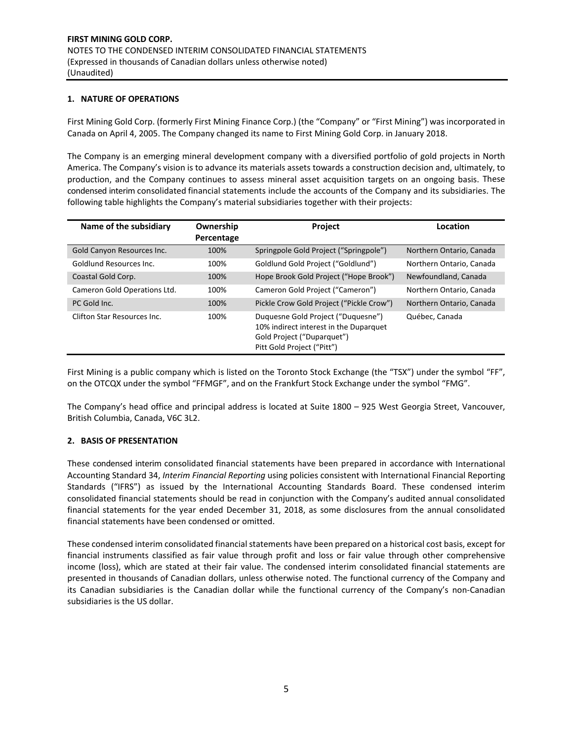**FIRST MINING GOLD CORP.**
NOTES TO THE CONDENSED INTERIM CONSOLIDATED FINANCIAL STATEMENTS
(Expressed in thousands of Canadian dollars unless otherwise noted)
(Unaudited)

## 1. NATURE OF OPERATIONS

First Mining Gold Corp. (formerly First Mining Finance Corp.) (the "Company" or "First Mining") was incorporated in Canada on April 4, 2005. The Company changed its name to First Mining Gold Corp. in January 2018.

The Company is an emerging mineral development company with a diversified portfolio of gold projects in North America. The Company's vision is to advance its materials assets towards a construction decision and, ultimately, to production, and the Company continues to assess mineral asset acquisition targets on an ongoing basis. These condensed interim consolidated financial statements include the accounts of the Company and its subsidiaries. The following table highlights the Company's material subsidiaries together with their projects:

| Name of the subsidiary | Ownership Percentage | Project | Location |
|---|---|---|---|
| Gold Canyon Resources Inc. | 100% | Springpole Gold Project ("Springpole") | Northern Ontario, Canada |
| Goldlund Resources Inc. | 100% | Goldlund Gold Project ("Goldlund") | Northern Ontario, Canada |
| Coastal Gold Corp. | 100% | Hope Brook Gold Project ("Hope Brook") | Newfoundland, Canada |
| Cameron Gold Operations Ltd. | 100% | Cameron Gold Project ("Cameron") | Northern Ontario, Canada |
| PC Gold Inc. | 100% | Pickle Crow Gold Project ("Pickle Crow") | Northern Ontario, Canada |
| Clifton Star Resources Inc. | 100% | Duquesne Gold Project ("Duquesne") 10% indirect interest in the Duparquet Gold Project ("Duparquet") Pitt Gold Project ("Pitt") | Québec, Canada |

First Mining is a public company which is listed on the Toronto Stock Exchange (the "TSX") under the symbol "FF", on the OTCQX under the symbol "FFMGF", and on the Frankfurt Stock Exchange under the symbol "FMG".

The Company's head office and principal address is located at Suite 1800 – 925 West Georgia Street, Vancouver, British Columbia, Canada, V6C 3L2.

## 2. BASIS OF PRESENTATION

These condensed interim consolidated financial statements have been prepared in accordance with International Accounting Standard 34, *Interim Financial Reporting* using policies consistent with International Financial Reporting Standards ("IFRS") as issued by the International Accounting Standards Board. These condensed interim consolidated financial statements should be read in conjunction with the Company's audited annual consolidated financial statements for the year ended December 31, 2018, as some disclosures from the annual consolidated financial statements have been condensed or omitted.

These condensed interim consolidated financial statements have been prepared on a historical cost basis, except for financial instruments classified as fair value through profit and loss or fair value through other comprehensive income (loss), which are stated at their fair value. The condensed interim consolidated financial statements are presented in thousands of Canadian dollars, unless otherwise noted. The functional currency of the Company and its Canadian subsidiaries is the Canadian dollar while the functional currency of the Company's non-Canadian subsidiaries is the US dollar.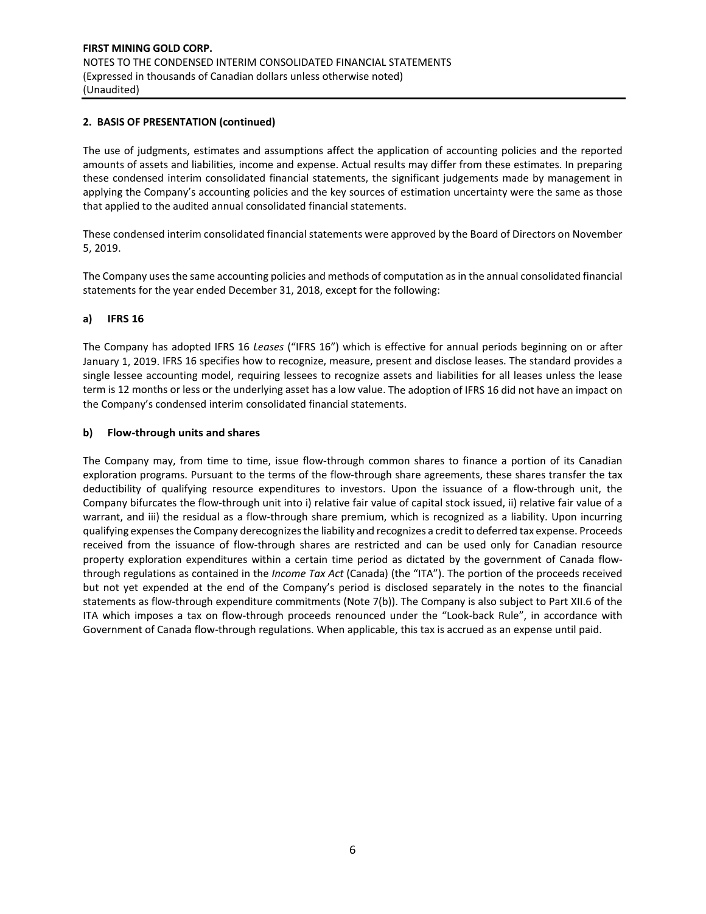## 2. BASIS OF PRESENTATION (continued)

The use of judgments, estimates and assumptions affect the application of accounting policies and the reported amounts of assets and liabilities, income and expense. Actual results may differ from these estimates. In preparing these condensed interim consolidated financial statements, the significant judgements made by management in applying the Company's accounting policies and the key sources of estimation uncertainty were the same as those that applied to the audited annual consolidated financial statements.

These condensed interim consolidated financial statements were approved by the Board of Directors on November 5, 2019.

The Company uses the same accounting policies and methods of computation as in the annual consolidated financial statements for the year ended December 31, 2018, except for the following:

### a) IFRS 16

The Company has adopted IFRS 16 *Leases* ("IFRS 16") which is effective for annual periods beginning on or after January 1, 2019. IFRS 16 specifies how to recognize, measure, present and disclose leases. The standard provides a single lessee accounting model, requiring lessees to recognize assets and liabilities for all leases unless the lease term is 12 months or less or the underlying asset has a low value. The adoption of IFRS 16 did not have an impact on the Company's condensed interim consolidated financial statements.

### b) Flow-through units and shares

The Company may, from time to time, issue flow-through common shares to finance a portion of its Canadian exploration programs. Pursuant to the terms of the flow-through share agreements, these shares transfer the tax deductibility of qualifying resource expenditures to investors. Upon the issuance of a flow-through unit, the Company bifurcates the flow-through unit into i) relative fair value of capital stock issued, ii) relative fair value of a warrant, and iii) the residual as a flow-through share premium, which is recognized as a liability. Upon incurring qualifying expenses the Company derecognizes the liability and recognizes a credit to deferred tax expense. Proceeds received from the issuance of flow-through shares are restricted and can be used only for Canadian resource property exploration expenditures within a certain time period as dictated by the government of Canada flow-through regulations as contained in the *Income Tax Act* (Canada) (the "ITA"). The portion of the proceeds received but not yet expended at the end of the Company's period is disclosed separately in the notes to the financial statements as flow-through expenditure commitments (Note 7(b)). The Company is also subject to Part XII.6 of the ITA which imposes a tax on flow-through proceeds renounced under the "Look-back Rule", in accordance with Government of Canada flow-through regulations. When applicable, this tax is accrued as an expense until paid.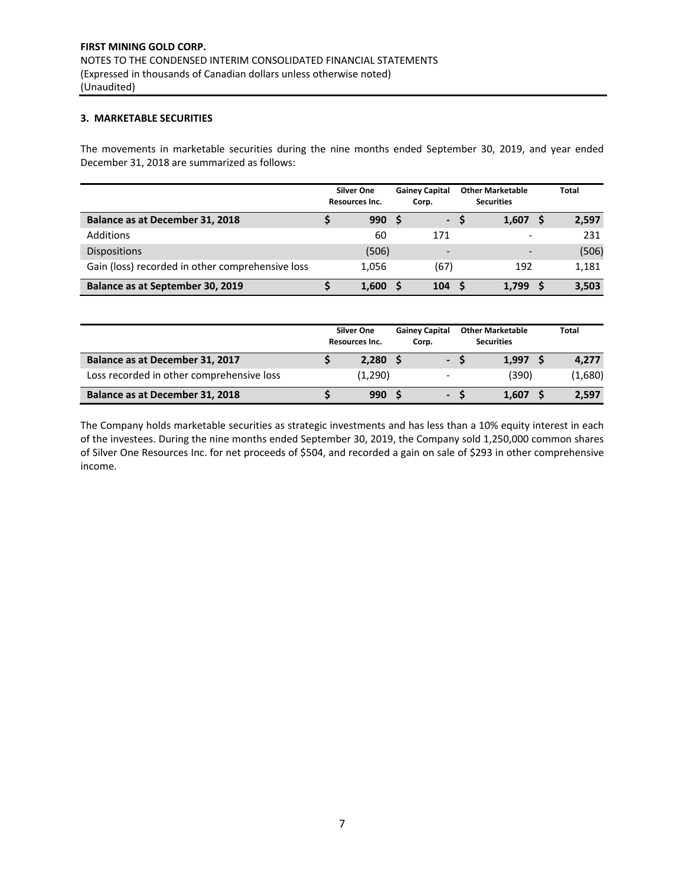### 3. MARKETABLE SECURITIES

The movements in marketable securities during the nine months ended September 30, 2019, and year ended December 31, 2018 are summarized as follows:

| | Silver One Resources Inc. | Gainey Capital Corp. | Other Marketable Securities | Total |
|---|---|---|---|---|
| **Balance as at December 31, 2018** | **$ 990** | **$ -** | **$ 1,607** | **$ 2,597** |
| Additions | 60 | 171 | - | 231 |
| Dispositions | (506) | - | - | (506) |
| Gain (loss) recorded in other comprehensive loss | 1,056 | (67) | 192 | 1,181 |
| **Balance as at September 30, 2019** | **$ 1,600** | **$ 104** | **$ 1,799** | **$ 3,503** |

| | Silver One Resources Inc. | Gainey Capital Corp. | Other Marketable Securities | Total |
|---|---|---|---|---|
| **Balance as at December 31, 2017** | **$ 2,280** | **$ -** | **$ 1,997** | **$ 4,277** |
| Loss recorded in other comprehensive loss | (1,290) | - | (390) | (1,680) |
| **Balance as at December 31, 2018** | **$ 990** | **$ -** | **$ 1,607** | **$ 2,597** |

The Company holds marketable securities as strategic investments and has less than a 10% equity interest in each of the investees. During the nine months ended September 30, 2019, the Company sold 1,250,000 common shares of Silver One Resources Inc. for net proceeds of $504, and recorded a gain on sale of $293 in other comprehensive income.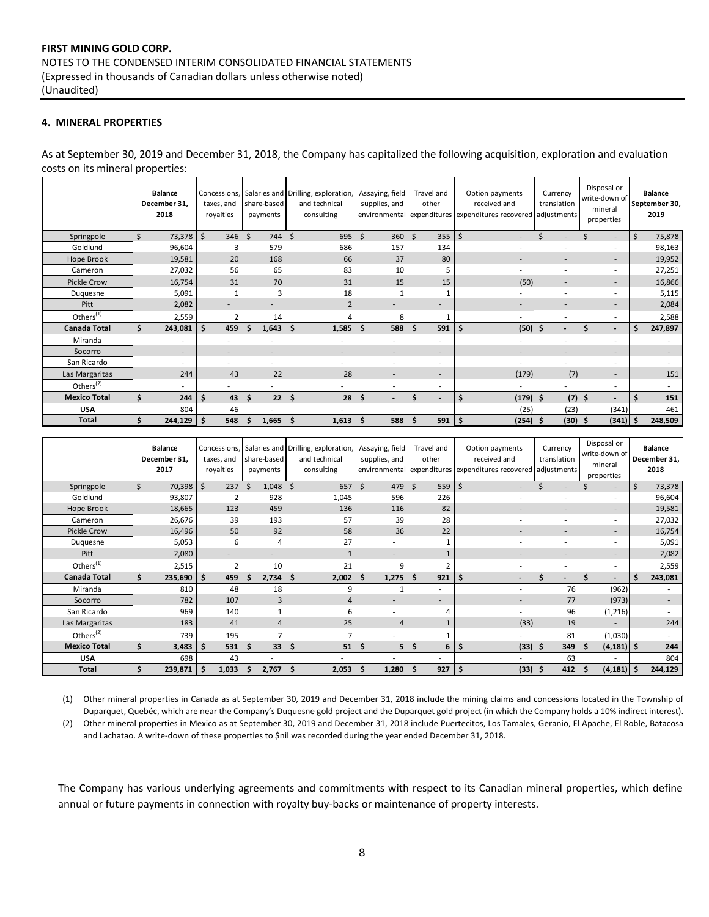## 4. MINERAL PROPERTIES

As at September 30, 2019 and December 31, 2018, the Company has capitalized the following acquisition, exploration and evaluation costs on its mineral properties:

| | Balance December 31, 2018 | Concessions, taxes, and royalties | Salaries and share-based payments | Drilling, exploration, and technical consulting | Assaying, field supplies, and environmental | Travel and other expenditures | Option payments received and expenditures recovered | Currency translation adjustments | Disposal or write-down of mineral properties | Balance September 30, 2019 |
|---|---|---|---|---|---|---|---|---|---|---|
| Springpole | $ 73,378 | $ 346 | $ 744 | $ 695 | $ 360 | $ 355 | $ - | $ - | $ - | $ 75,878 |
| Goldlund | 96,604 | 3 | 579 | 686 | 157 | 134 | - | - | - | 98,163 |
| Hope Brook | 19,581 | 20 | 168 | 66 | 37 | 80 | - | - | - | 19,952 |
| Cameron | 27,032 | 56 | 65 | 83 | 10 | 5 | - | - | - | 27,251 |
| Pickle Crow | 16,754 | 31 | 70 | 31 | 15 | 15 | (50) | - | - | 16,866 |
| Duquesne | 5,091 | 1 | 3 | 18 | 1 | 1 | - | - | - | 5,115 |
| Pitt | 2,082 | - | - | 2 | - | - | - | - | - | 2,084 |
| Others[(1)] | 2,559 | 2 | 14 | 4 | 8 | 1 | - | - | - | 2,588 |
| **Canada Total** | **$ 243,081** | **$ 459** | **$ 1,643** | **$ 1,585** | **$ 588** | **$ 591** | **$ (50)** | **$ -** | **$ -** | **$ 247,897** |
| Miranda | - | - | - | - | - | - | - | - | - | - |
| Socorro | - | - | - | - | - | - | - | - | - | - |
| San Ricardo | - | - | - | - | - | - | - | - | - | - |
| Las Margaritas | 244 | 43 | 22 | 28 | - | - | (179) | (7) | - | 151 |
| Others[(2)] | - | - | - | - | - | - | - | - | - | - |
| **Mexico Total** | **$ 244** | **$ 43** | **$ 22** | **$ 28** | **$ -** | **$ -** | **$ (179)** | **$ (7)** | **$ -** | **$ 151** |
| **USA** | 804 | 46 | - | - | - | - | (25) | (23) | (341) | 461 |
| **Total** | **$ 244,129** | **$ 548** | **$ 1,665** | **$ 1,613** | **$ 588** | **$ 591** | **$ (254)** | **$ (30)** | **$ (341)** | **$ 248,509** |

| | Balance December 31, 2017 | Concessions, taxes, and royalties | Salaries and share-based payments | Drilling, exploration, and technical consulting | Assaying, field supplies, and environmental | Travel and other expenditures | Option payments received and expenditures recovered | Currency translation adjustments | Disposal or write-down of mineral properties | Balance December 31, 2018 |
|---|---|---|---|---|---|---|---|---|---|---|
| Springpole | $ 70,398 | $ 237 | $ 1,048 | $ 657 | $ 479 | $ 559 | $ - | $ - | $ - | $ 73,378 |
| Goldlund | 93,807 | 2 | 928 | 1,045 | 596 | 226 | - | - | - | 96,604 |
| Hope Brook | 18,665 | 123 | 459 | 136 | 116 | 82 | - | - | - | 19,581 |
| Cameron | 26,676 | 39 | 193 | 57 | 39 | 28 | - | - | - | 27,032 |
| Pickle Crow | 16,496 | 50 | 92 | 58 | 36 | 22 | - | - | - | 16,754 |
| Duquesne | 5,053 | 6 | 4 | 27 | - | 1 | - | - | - | 5,091 |
| Pitt | 2,080 | - | - | 1 | - | 1 | - | - | - | 2,082 |
| Others[(1)] | 2,515 | 2 | 10 | 21 | 9 | 2 | - | - | - | 2,559 |
| **Canada Total** | **$ 235,690** | **$ 459** | **$ 2,734** | **$ 2,002** | **$ 1,275** | **$ 921** | **$ -** | **$ -** | **$ -** | **$ 243,081** |
| Miranda | 810 | 48 | 18 | 9 | 1 | - | - | 76 | (962) | - |
| Socorro | 782 | 107 | 3 | 4 | - | - | - | 77 | (973) | - |
| San Ricardo | 969 | 140 | 1 | 6 | - | 4 | - | 96 | (1,216) | - |
| Las Margaritas | 183 | 41 | 4 | 25 | 4 | 1 | (33) | 19 | - | 244 |
| Others[(2)] | 739 | 195 | 7 | 7 | - | 1 | - | 81 | (1,030) | - |
| **Mexico Total** | **$ 3,483** | **$ 531** | **$ 33** | **$ 51** | **$ 5** | **$ 6** | **$ (33)** | **$ 349** | **$ (4,181)** | **$ 244** |
| **USA** | 698 | 43 | - | - | - | - | - | 63 | - | 804 |
| **Total** | **$ 239,871** | **$ 1,033** | **$ 2,767** | **$ 2,053** | **$ 1,280** | **$ 927** | **$ (33)** | **$ 412** | **$ (4,181)** | **$ 244,129** |

(1) Other mineral properties in Canada as at September 30, 2019 and December 31, 2018 include the mining claims and concessions located in the Township of Duparquet, Quebéc, which are near the Company's Duquesne gold project and the Duparquet gold project (in which the Company holds a 10% indirect interest).

(2) Other mineral properties in Mexico as at September 30, 2019 and December 31, 2018 include Puertecitos, Los Tamales, Geranio, El Apache, El Roble, Batacosa and Lachatao. A write-down of these properties to $nil was recorded during the year ended December 31, 2018.

The Company has various underlying agreements and commitments with respect to its Canadian mineral properties, which define annual or future payments in connection with royalty buy-backs or maintenance of property interests.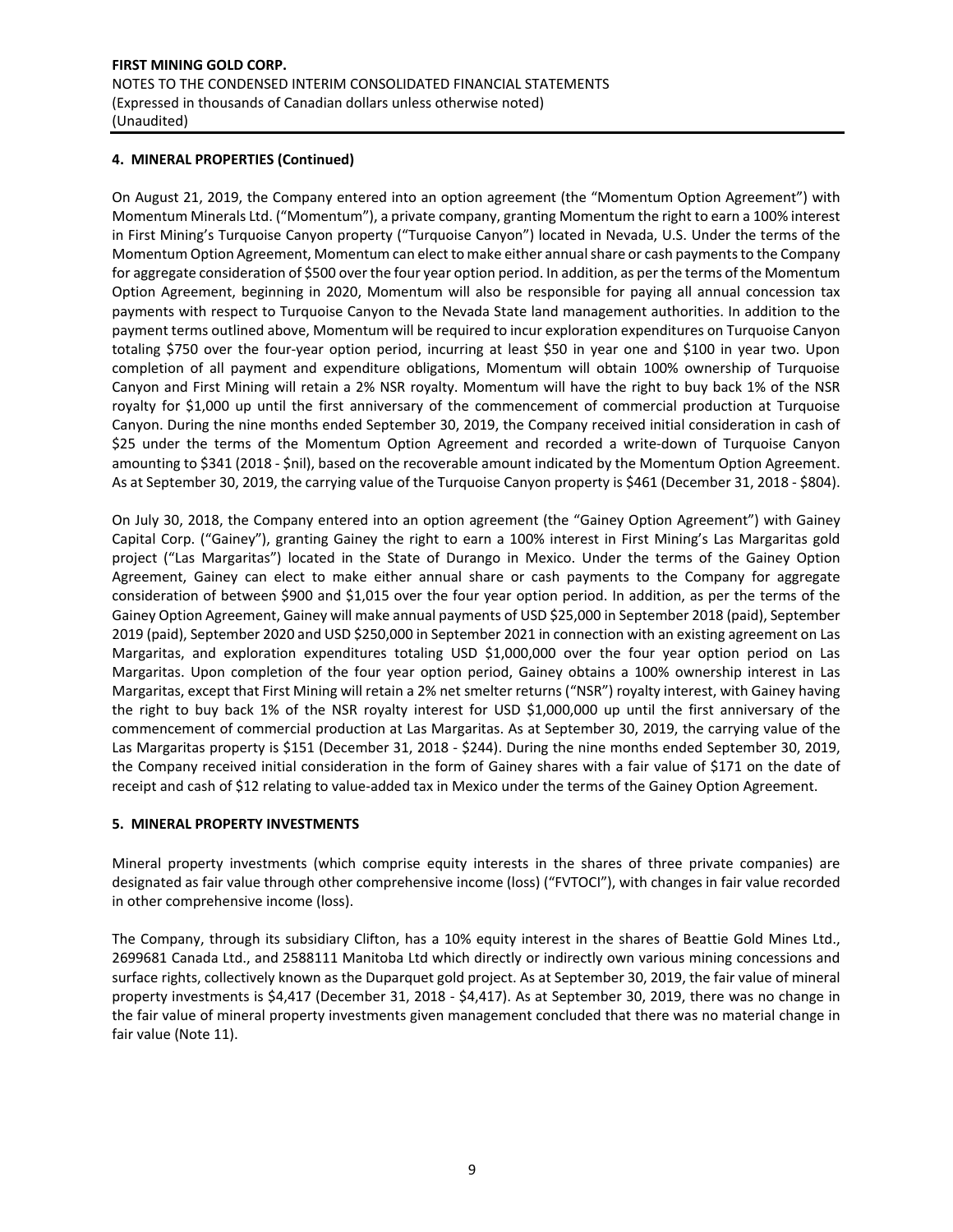## 4. MINERAL PROPERTIES (Continued)

On August 21, 2019, the Company entered into an option agreement (the "Momentum Option Agreement") with Momentum Minerals Ltd. ("Momentum"), a private company, granting Momentum the right to earn a 100% interest in First Mining's Turquoise Canyon property ("Turquoise Canyon") located in Nevada, U.S. Under the terms of the Momentum Option Agreement, Momentum can elect to make either annual share or cash payments to the Company for aggregate consideration of $500 over the four year option period. In addition, as per the terms of the Momentum Option Agreement, beginning in 2020, Momentum will also be responsible for paying all annual concession tax payments with respect to Turquoise Canyon to the Nevada State land management authorities. In addition to the payment terms outlined above, Momentum will be required to incur exploration expenditures on Turquoise Canyon totaling $750 over the four-year option period, incurring at least $50 in year one and $100 in year two. Upon completion of all payment and expenditure obligations, Momentum will obtain 100% ownership of Turquoise Canyon and First Mining will retain a 2% NSR royalty. Momentum will have the right to buy back 1% of the NSR royalty for $1,000 up until the first anniversary of the commencement of commercial production at Turquoise Canyon. During the nine months ended September 30, 2019, the Company received initial consideration in cash of $25 under the terms of the Momentum Option Agreement and recorded a write-down of Turquoise Canyon amounting to $341 (2018 - $nil), based on the recoverable amount indicated by the Momentum Option Agreement. As at September 30, 2019, the carrying value of the Turquoise Canyon property is $461 (December 31, 2018 - $804).

On July 30, 2018, the Company entered into an option agreement (the "Gainey Option Agreement") with Gainey Capital Corp. ("Gainey"), granting Gainey the right to earn a 100% interest in First Mining's Las Margaritas gold project ("Las Margaritas") located in the State of Durango in Mexico. Under the terms of the Gainey Option Agreement, Gainey can elect to make either annual share or cash payments to the Company for aggregate consideration of between $900 and $1,015 over the four year option period. In addition, as per the terms of the Gainey Option Agreement, Gainey will make annual payments of USD $25,000 in September 2018 (paid), September 2019 (paid), September 2020 and USD $250,000 in September 2021 in connection with an existing agreement on Las Margaritas, and exploration expenditures totaling USD $1,000,000 over the four year option period on Las Margaritas. Upon completion of the four year option period, Gainey obtains a 100% ownership interest in Las Margaritas, except that First Mining will retain a 2% net smelter returns ("NSR") royalty interest, with Gainey having the right to buy back 1% of the NSR royalty interest for USD $1,000,000 up until the first anniversary of the commencement of commercial production at Las Margaritas. As at September 30, 2019, the carrying value of the Las Margaritas property is $151 (December 31, 2018 - $244). During the nine months ended September 30, 2019, the Company received initial consideration in the form of Gainey shares with a fair value of $171 on the date of receipt and cash of $12 relating to value-added tax in Mexico under the terms of the Gainey Option Agreement.

## 5. MINERAL PROPERTY INVESTMENTS

Mineral property investments (which comprise equity interests in the shares of three private companies) are designated as fair value through other comprehensive income (loss) ("FVTOCI"), with changes in fair value recorded in other comprehensive income (loss).

The Company, through its subsidiary Clifton, has a 10% equity interest in the shares of Beattie Gold Mines Ltd., 2699681 Canada Ltd., and 2588111 Manitoba Ltd which directly or indirectly own various mining concessions and surface rights, collectively known as the Duparquet gold project. As at September 30, 2019, the fair value of mineral property investments is $4,417 (December 31, 2018 - $4,417). As at September 30, 2019, there was no change in the fair value of mineral property investments given management concluded that there was no material change in fair value (Note 11).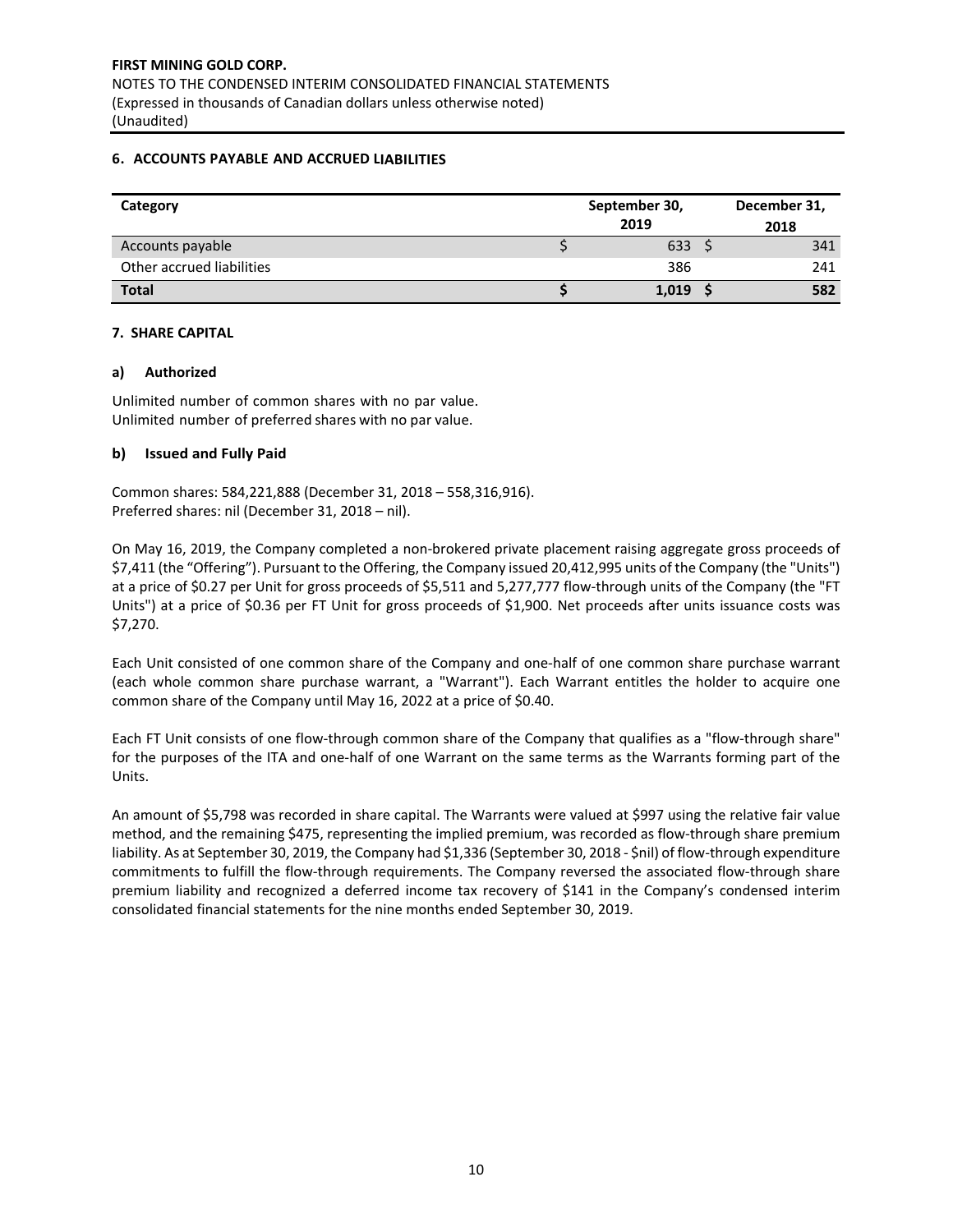## 6. ACCOUNTS PAYABLE AND ACCRUED LIABILITIES

| Category | September 30, 2019 | December 31, 2018 |
|---|---|---|
| Accounts payable | $ 633 | $ 341 |
| Other accrued liabilities | 386 | 241 |
| **Total** | **$ 1,019** | **$ 582** |

## 7. SHARE CAPITAL

### a) Authorized

Unlimited number of common shares with no par value.
Unlimited number of preferred shares with no par value.

### b) Issued and Fully Paid

Common shares: 584,221,888 (December 31, 2018 – 558,316,916).
Preferred shares: nil (December 31, 2018 – nil).

On May 16, 2019, the Company completed a non-brokered private placement raising aggregate gross proceeds of $7,411 (the "Offering"). Pursuant to the Offering, the Company issued 20,412,995 units of the Company (the "Units") at a price of $0.27 per Unit for gross proceeds of $5,511 and 5,277,777 flow-through units of the Company (the "FT Units") at a price of $0.36 per FT Unit for gross proceeds of $1,900. Net proceeds after units issuance costs was $7,270.

Each Unit consisted of one common share of the Company and one-half of one common share purchase warrant (each whole common share purchase warrant, a "Warrant"). Each Warrant entitles the holder to acquire one common share of the Company until May 16, 2022 at a price of $0.40.

Each FT Unit consists of one flow-through common share of the Company that qualifies as a "flow-through share" for the purposes of the ITA and one-half of one Warrant on the same terms as the Warrants forming part of the Units.

An amount of $5,798 was recorded in share capital. The Warrants were valued at $997 using the relative fair value method, and the remaining $475, representing the implied premium, was recorded as flow-through share premium liability. As at September 30, 2019, the Company had $1,336 (September 30, 2018 - $nil) of flow-through expenditure commitments to fulfill the flow-through requirements. The Company reversed the associated flow-through share premium liability and recognized a deferred income tax recovery of $141 in the Company's condensed interim consolidated financial statements for the nine months ended September 30, 2019.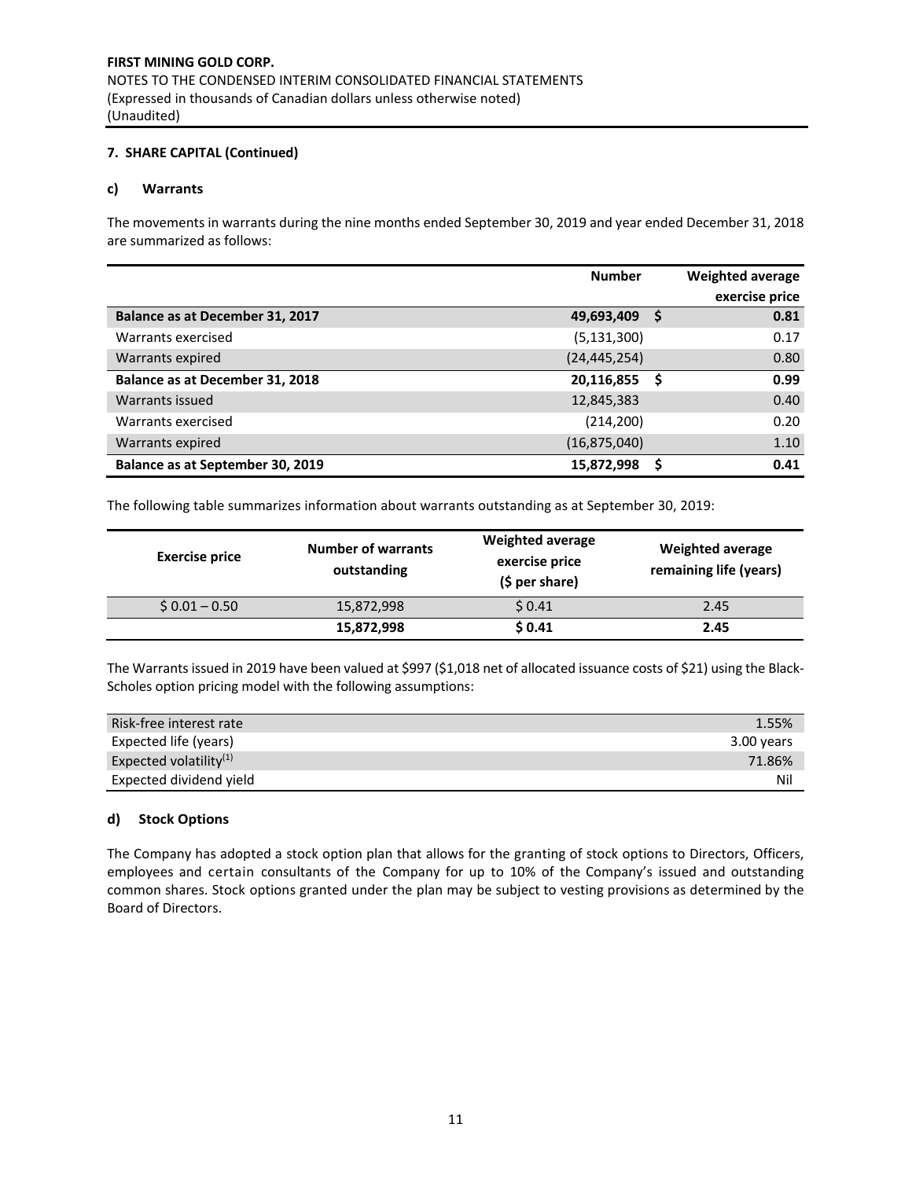FIRST MINING GOLD CORP.
NOTES TO THE CONDENSED INTERIM CONSOLIDATED FINANCIAL STATEMENTS
(Expressed in thousands of Canadian dollars unless otherwise noted)
(Unaudited)

**7. SHARE CAPITAL (Continued)**

**c) Warrants**

The movements in warrants during the nine months ended September 30, 2019 and year ended December 31, 2018 are summarized as follows:

| | Number | Weighted average exercise price |
|---|---|---|
| **Balance as at December 31, 2017** | **49,693,409** | **$ 0.81** |
| Warrants exercised | (5,131,300) | 0.17 |
| Warrants expired | (24,445,254) | 0.80 |
| **Balance as at December 31, 2018** | **20,116,855** | **$ 0.99** |
| Warrants issued | 12,845,383 | 0.40 |
| Warrants exercised | (214,200) | 0.20 |
| Warrants expired | (16,875,040) | 1.10 |
| **Balance as at September 30, 2019** | **15,872,998** | **$ 0.41** |

The following table summarizes information about warrants outstanding as at September 30, 2019:

| Exercise price | Number of warrants outstanding | Weighted average exercise price ($ per share) | Weighted average remaining life (years) |
|---|---|---|---|
| $ 0.01 – 0.50 | 15,872,998 | $ 0.41 | 2.45 |
| | **15,872,998** | **$ 0.41** | **2.45** |

The Warrants issued in 2019 have been valued at $997 ($1,018 net of allocated issuance costs of $21) using the Black-Scholes option pricing model with the following assumptions:

| | |
|---|---|
| Risk-free interest rate | 1.55% |
| Expected life (years) | 3.00 years |
| Expected volatility[(1)] | 71.86% |
| Expected dividend yield | Nil |

**d) Stock Options**

The Company has adopted a stock option plan that allows for the granting of stock options to Directors, Officers, employees and certain consultants of the Company for up to 10% of the Company's issued and outstanding common shares. Stock options granted under the plan may be subject to vesting provisions as determined by the Board of Directors.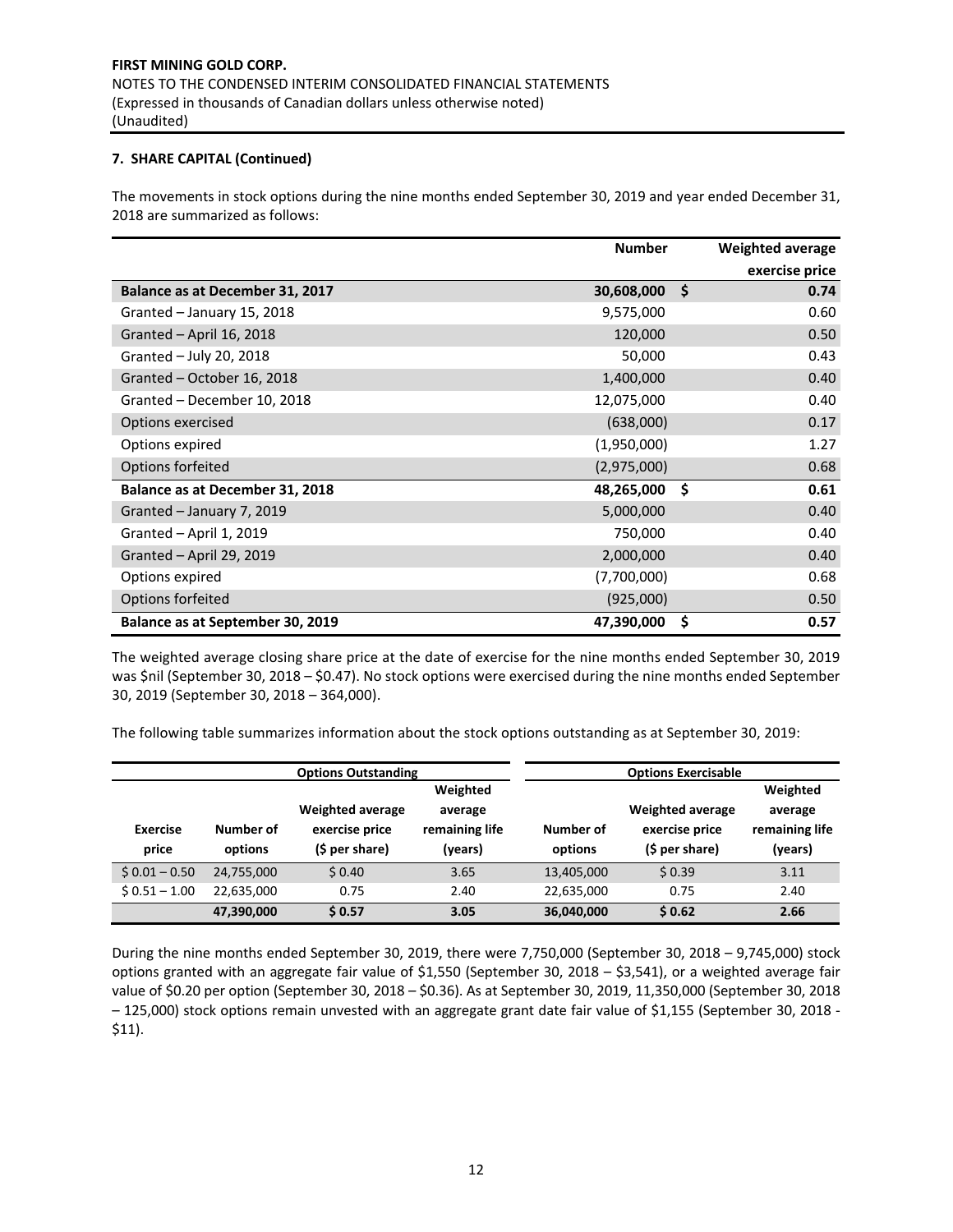### 7. SHARE CAPITAL (Continued)

The movements in stock options during the nine months ended September 30, 2019 and year ended December 31, 2018 are summarized as follows:

| | Number | Weighted average exercise price |
|---|---|---|
| **Balance as at December 31, 2017** | **30,608,000** | **$ 0.74** |
| Granted – January 15, 2018 | 9,575,000 | 0.60 |
| Granted – April 16, 2018 | 120,000 | 0.50 |
| Granted – July 20, 2018 | 50,000 | 0.43 |
| Granted – October 16, 2018 | 1,400,000 | 0.40 |
| Granted – December 10, 2018 | 12,075,000 | 0.40 |
| Options exercised | (638,000) | 0.17 |
| Options expired | (1,950,000) | 1.27 |
| Options forfeited | (2,975,000) | 0.68 |
| **Balance as at December 31, 2018** | **48,265,000** | **$ 0.61** |
| Granted – January 7, 2019 | 5,000,000 | 0.40 |
| Granted – April 1, 2019 | 750,000 | 0.40 |
| Granted – April 29, 2019 | 2,000,000 | 0.40 |
| Options expired | (7,700,000) | 0.68 |
| Options forfeited | (925,000) | 0.50 |
| **Balance as at September 30, 2019** | **47,390,000** | **$ 0.57** |

The weighted average closing share price at the date of exercise for the nine months ended September 30, 2019 was $nil (September 30, 2018 – $0.47). No stock options were exercised during the nine months ended September 30, 2019 (September 30, 2018 – 364,000).

The following table summarizes information about the stock options outstanding as at September 30, 2019:

| | Options Outstanding | | | Options Exercisable | | |
|---|---|---|---|---|---|---|
| Exercise price | Number of options | Weighted average exercise price ($ per share) | Weighted average remaining life (years) | Number of options | Weighted average exercise price ($ per share) | Weighted average remaining life (years) |
| $ 0.01 – 0.50 | 24,755,000 | $ 0.40 | 3.65 | 13,405,000 | $ 0.39 | 3.11 |
| $ 0.51 – 1.00 | 22,635,000 | 0.75 | 2.40 | 22,635,000 | 0.75 | 2.40 |
| | **47,390,000** | **$ 0.57** | **3.05** | **36,040,000** | **$ 0.62** | **2.66** |

During the nine months ended September 30, 2019, there were 7,750,000 (September 30, 2018 – 9,745,000) stock options granted with an aggregate fair value of $1,550 (September 30, 2018 – $3,541), or a weighted average fair value of $0.20 per option (September 30, 2018 – $0.36). As at September 30, 2019, 11,350,000 (September 30, 2018 – 125,000) stock options remain unvested with an aggregate grant date fair value of $1,155 (September 30, 2018 - $11).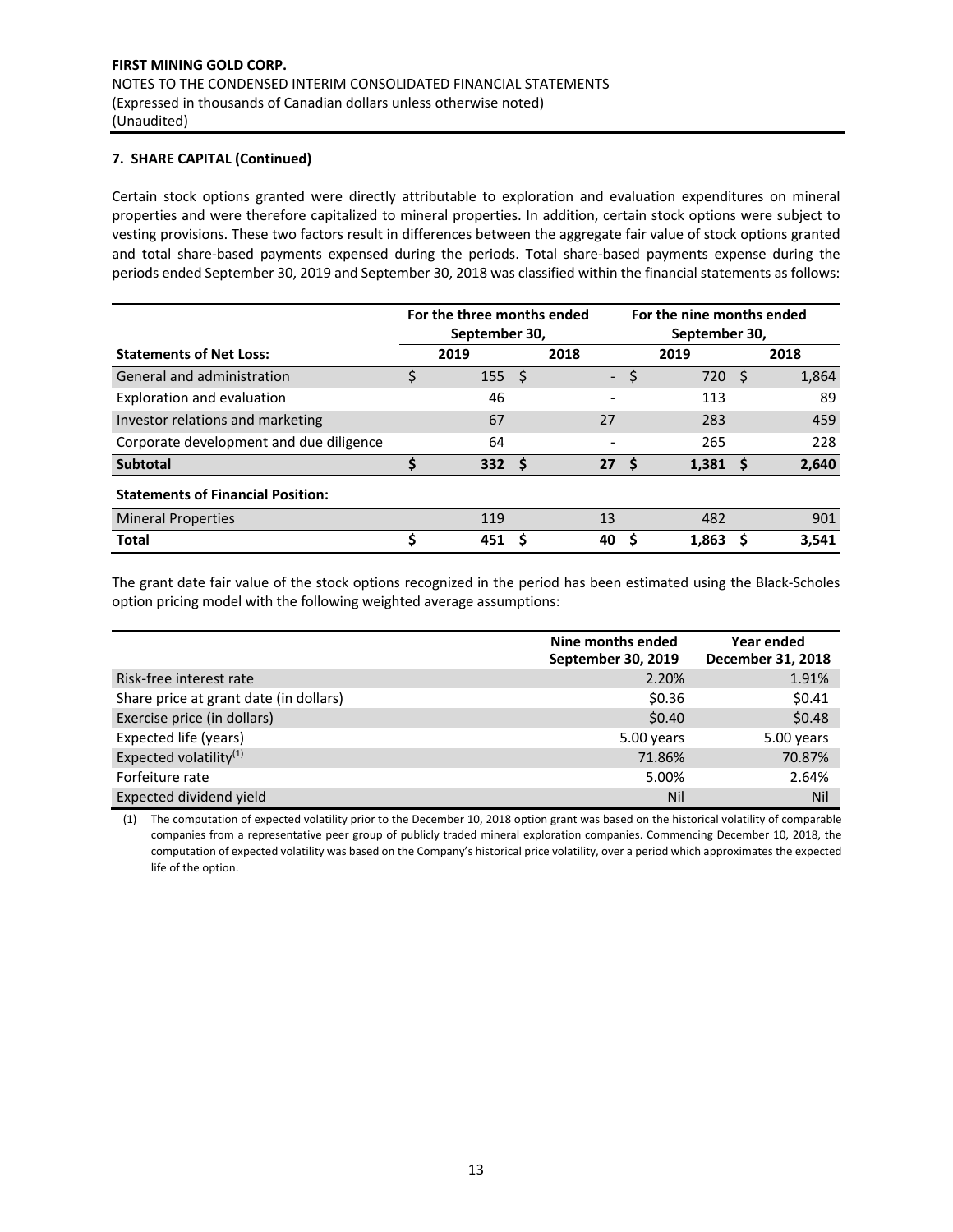**FIRST MINING GOLD CORP.**
NOTES TO THE CONDENSED INTERIM CONSOLIDATED FINANCIAL STATEMENTS
(Expressed in thousands of Canadian dollars unless otherwise noted)
(Unaudited)

**7. SHARE CAPITAL (Continued)**

Certain stock options granted were directly attributable to exploration and evaluation expenditures on mineral properties and were therefore capitalized to mineral properties. In addition, certain stock options were subject to vesting provisions. These two factors result in differences between the aggregate fair value of stock options granted and total share-based payments expensed during the periods. Total share-based payments expense during the periods ended September 30, 2019 and September 30, 2018 was classified within the financial statements as follows:

| | For the three months ended September 30, | | For the nine months ended September 30, | |
|---|---|---|---|---|
| **Statements of Net Loss:** | **2019** | **2018** | **2019** | **2018** |
| General and administration | $ 155 | $ - | $ 720 | $ 1,864 |
| Exploration and evaluation | 46 | - | 113 | 89 |
| Investor relations and marketing | 67 | 27 | 283 | 459 |
| Corporate development and due diligence | 64 | - | 265 | 228 |
| **Subtotal** | **$ 332** | **$ 27** | **$ 1,381** | **$ 2,640** |
| **Statements of Financial Position:** | | | | |
| Mineral Properties | 119 | 13 | 482 | 901 |
| **Total** | **$ 451** | **$ 40** | **$ 1,863** | **$ 3,541** |

The grant date fair value of the stock options recognized in the period has been estimated using the Black-Scholes option pricing model with the following weighted average assumptions:

| | Nine months ended September 30, 2019 | Year ended December 31, 2018 |
|---|---|---|
| Risk-free interest rate | 2.20% | 1.91% |
| Share price at grant date (in dollars) | $0.36 | $0.41 |
| Exercise price (in dollars) | $0.40 | $0.48 |
| Expected life (years) | 5.00 years | 5.00 years |
| Expected volatility[(1)] | 71.86% | 70.87% |
| Forfeiture rate | 5.00% | 2.64% |
| Expected dividend yield | Nil | Nil |

(1) The computation of expected volatility prior to the December 10, 2018 option grant was based on the historical volatility of comparable companies from a representative peer group of publicly traded mineral exploration companies. Commencing December 10, 2018, the computation of expected volatility was based on the Company's historical price volatility, over a period which approximates the expected life of the option.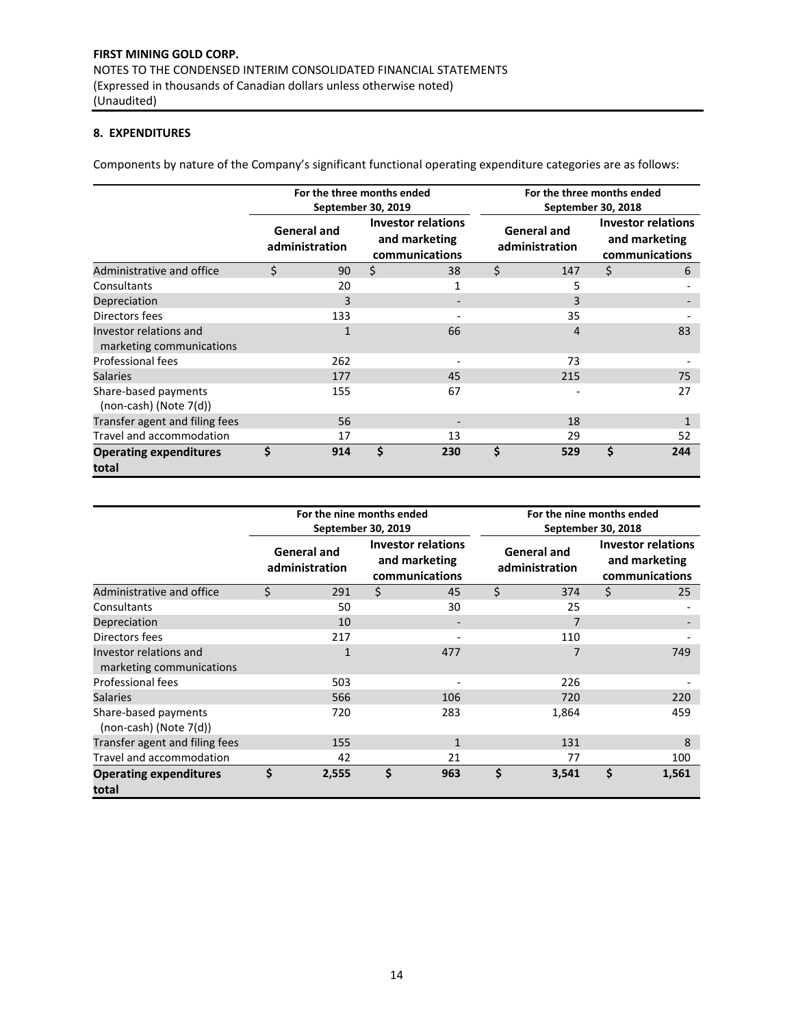FIRST MINING GOLD CORP.
NOTES TO THE CONDENSED INTERIM CONSOLIDATED FINANCIAL STATEMENTS
(Expressed in thousands of Canadian dollars unless otherwise noted)
(Unaudited)

## 8. EXPENDITURES

Components by nature of the Company's significant functional operating expenditure categories are as follows:

| | For the three months ended September 30, 2019 | | For the three months ended September 30, 2018 | |
|---|---|---|---|---|
| | General and administration | Investor relations and marketing communications | General and administration | Investor relations and marketing communications |
| Administrative and office | $ 90 | $ 38 | $ 147 | $ 6 |
| Consultants | 20 | 1 | 5 | - |
| Depreciation | 3 | - | 3 | - |
| Directors fees | 133 | - | 35 | - |
| Investor relations and marketing communications | 1 | 66 | 4 | 83 |
| Professional fees | 262 | - | 73 | - |
| Salaries | 177 | 45 | 215 | 75 |
| Share-based payments (non-cash) (Note 7(d)) | 155 | 67 | - | 27 |
| Transfer agent and filing fees | 56 | - | 18 | 1 |
| Travel and accommodation | 17 | 13 | 29 | 52 |
| **Operating expenditures total** | **$ 914** | **$ 230** | **$ 529** | **$ 244** |

| | For the nine months ended September 30, 2019 | | For the nine months ended September 30, 2018 | |
|---|---|---|---|---|
| | General and administration | Investor relations and marketing communications | General and administration | Investor relations and marketing communications |
| Administrative and office | $ 291 | $ 45 | $ 374 | $ 25 |
| Consultants | 50 | 30 | 25 | - |
| Depreciation | 10 | - | 7 | - |
| Directors fees | 217 | - | 110 | - |
| Investor relations and marketing communications | 1 | 477 | 7 | 749 |
| Professional fees | 503 | - | 226 | - |
| Salaries | 566 | 106 | 720 | 220 |
| Share-based payments (non-cash) (Note 7(d)) | 720 | 283 | 1,864 | 459 |
| Transfer agent and filing fees | 155 | 1 | 131 | 8 |
| Travel and accommodation | 42 | 21 | 77 | 100 |
| **Operating expenditures total** | **$ 2,555** | **$ 963** | **$ 3,541** | **$ 1,561** |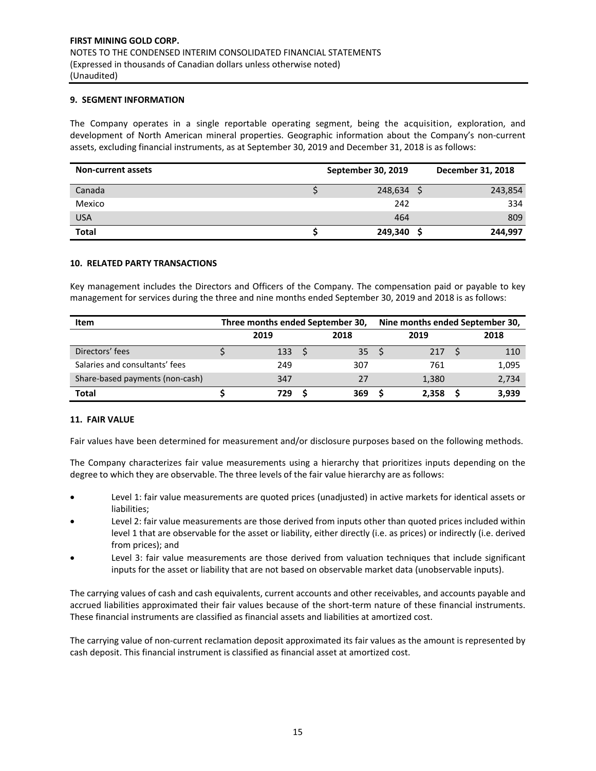## 9. SEGMENT INFORMATION

The Company operates in a single reportable operating segment, being the acquisition, exploration, and development of North American mineral properties. Geographic information about the Company's non-current assets, excluding financial instruments, as at September 30, 2019 and December 31, 2018 is as follows:

| Non-current assets | September 30, 2019 | December 31, 2018 |
|---|---|---|
| Canada | $ 248,634 | $ 243,854 |
| Mexico | 242 | 334 |
| USA | 464 | 809 |
| **Total** | **$ 249,340** | **$ 244,997** |

## 10. RELATED PARTY TRANSACTIONS

Key management includes the Directors and Officers of the Company. The compensation paid or payable to key management for services during the three and nine months ended September 30, 2019 and 2018 is as follows:

| Item | Three months ended September 30, | | Nine months ended September 30, | |
|---|---|---|---|---|
| | 2019 | 2018 | 2019 | 2018 |
| Directors' fees | $ 133 | $ 35 | $ 217 | $ 110 |
| Salaries and consultants' fees | 249 | 307 | 761 | 1,095 |
| Share-based payments (non-cash) | 347 | 27 | 1,380 | 2,734 |
| **Total** | **$ 729** | **$ 369** | **$ 2,358** | **$ 3,939** |

## 11. FAIR VALUE

Fair values have been determined for measurement and/or disclosure purposes based on the following methods.

The Company characterizes fair value measurements using a hierarchy that prioritizes inputs depending on the degree to which they are observable. The three levels of the fair value hierarchy are as follows:

- Level 1: fair value measurements are quoted prices (unadjusted) in active markets for identical assets or liabilities;
- Level 2: fair value measurements are those derived from inputs other than quoted prices included within level 1 that are observable for the asset or liability, either directly (i.e. as prices) or indirectly (i.e. derived from prices); and
- Level 3: fair value measurements are those derived from valuation techniques that include significant inputs for the asset or liability that are not based on observable market data (unobservable inputs).

The carrying values of cash and cash equivalents, current accounts and other receivables, and accounts payable and accrued liabilities approximated their fair values because of the short-term nature of these financial instruments. These financial instruments are classified as financial assets and liabilities at amortized cost.

The carrying value of non-current reclamation deposit approximated its fair values as the amount is represented by cash deposit. This financial instrument is classified as financial asset at amortized cost.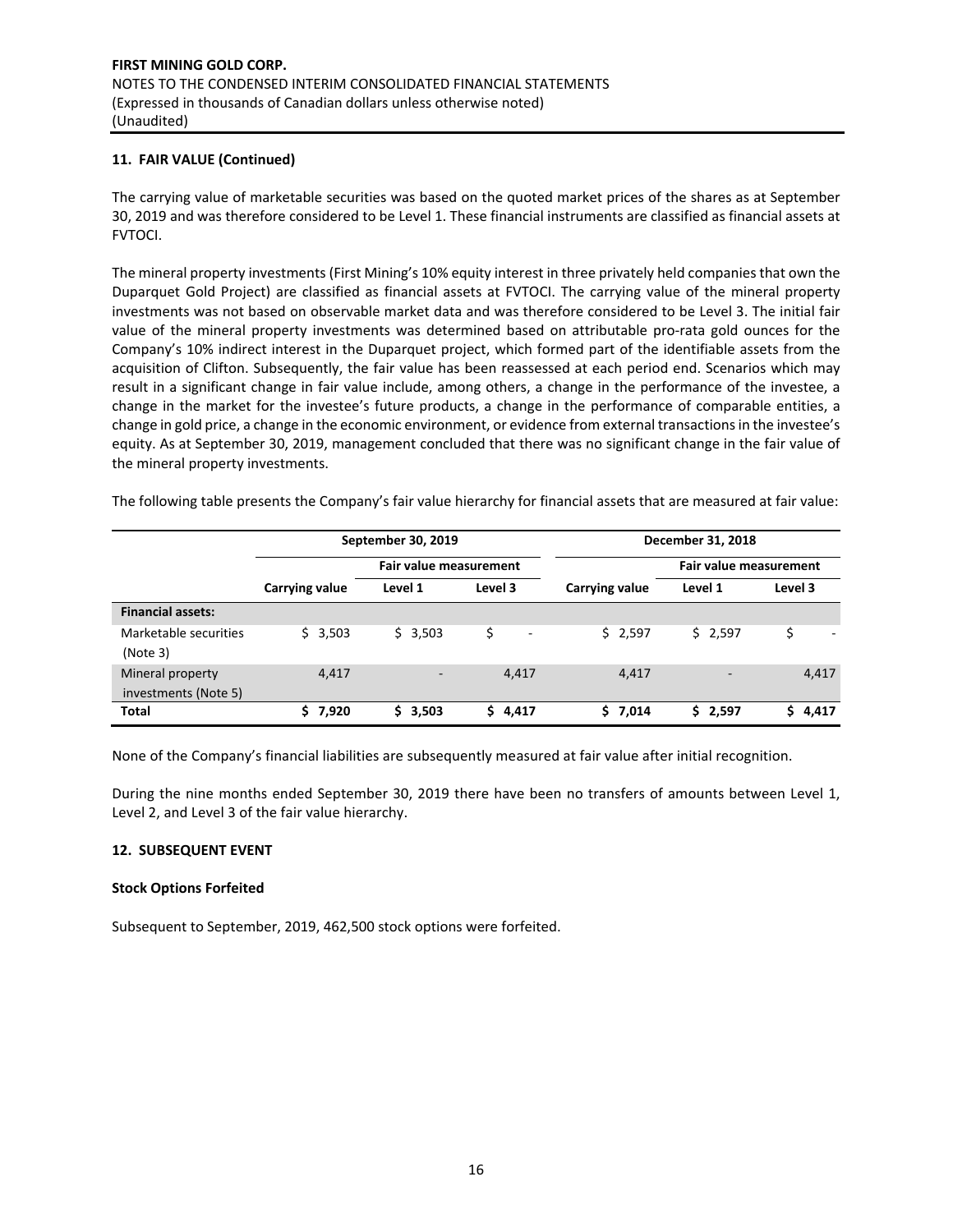## 11. FAIR VALUE (Continued)

The carrying value of marketable securities was based on the quoted market prices of the shares as at September 30, 2019 and was therefore considered to be Level 1. These financial instruments are classified as financial assets at FVTOCI.

The mineral property investments (First Mining's 10% equity interest in three privately held companies that own the Duparquet Gold Project) are classified as financial assets at FVTOCI. The carrying value of the mineral property investments was not based on observable market data and was therefore considered to be Level 3. The initial fair value of the mineral property investments was determined based on attributable pro-rata gold ounces for the Company's 10% indirect interest in the Duparquet project, which formed part of the identifiable assets from the acquisition of Clifton. Subsequently, the fair value has been reassessed at each period end. Scenarios which may result in a significant change in fair value include, among others, a change in the performance of the investee, a change in the market for the investee's future products, a change in the performance of comparable entities, a change in gold price, a change in the economic environment, or evidence from external transactions in the investee's equity. As at September 30, 2019, management concluded that there was no significant change in the fair value of the mineral property investments.

The following table presents the Company's fair value hierarchy for financial assets that are measured at fair value:

| | September 30, 2019 | | | December 31, 2018 | | |
|---|---|---|---|---|---|---|
| | | Fair value measurement | | | Fair value measurement | |
| | Carrying value | Level 1 | Level 3 | Carrying value | Level 1 | Level 3 |
| **Financial assets:** | | | | | | |
| Marketable securities (Note 3) | $ 3,503 | $ 3,503 | $ - | $ 2,597 | $ 2,597 | $ - |
| Mineral property investments (Note 5) | 4,417 | - | 4,417 | 4,417 | - | 4,417 |
| **Total** | **$ 7,920** | **$ 3,503** | **$ 4,417** | **$ 7,014** | **$ 2,597** | **$ 4,417** |

None of the Company's financial liabilities are subsequently measured at fair value after initial recognition.

During the nine months ended September 30, 2019 there have been no transfers of amounts between Level 1, Level 2, and Level 3 of the fair value hierarchy.

## 12. SUBSEQUENT EVENT

### Stock Options Forfeited

Subsequent to September, 2019, 462,500 stock options were forfeited.